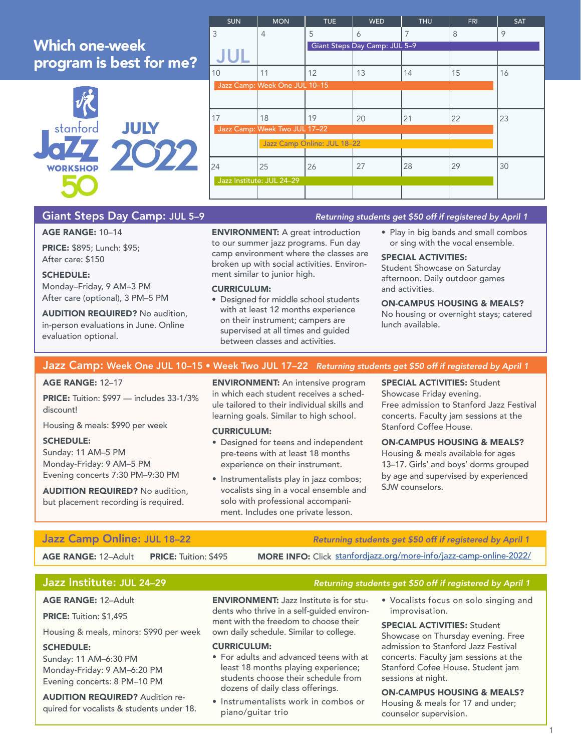# Which one-week program is best for me?

stanford Jazz WORKSHOP 50

JULY 2022

| SUN | MON | TUE | WED | THU | FRI | SAT |
|---|---|---|---|---|---|---|
| 3 JUL | 4 | 5 Giant Steps Day Camp: JUL 5–9 | 6 | 7 | 8 | 9 |
| 10 Jazz Camp: Week One JUL 10–15 | 11 | 12 | 13 | 14 | 15 | 16 |
| 17 Jazz Camp: Week Two JUL 17–22 | 18 Jazz Camp Online: JUL 18–22 | 19 | 20 | 21 | 22 | 23 |
| 24 Jazz Institute: JUL 24–29 | 25 | 26 | 27 | 28 | 29 | 30 |

## Giant Steps Day Camp: JUL 5–9

*Returning students get $50 off if registered by April 1*

**AGE RANGE:** 10–14

**PRICE:** $895; Lunch: $95; After care: $150

**SCHEDULE:**
Monday–Friday, 9 AM–3 PM
After care (optional), 3 PM–5 PM

**AUDITION REQUIRED?** No audition, in-person evaluations in June. Online evaluation optional.

**ENVIRONMENT:** A great introduction to our summer jazz programs. Fun day camp environment where the classes are broken up with social activities. Environment similar to junior high.

**CURRICULUM:**

- Designed for middle school students with at least 12 months experience on their instrument; campers are supervised at all times and guided between classes and activities.
- Play in big bands and small combos or sing with the vocal ensemble.

**SPECIAL ACTIVITIES:**
Student Showcase on Saturday afternoon. Daily outdoor games and activities.

**ON-CAMPUS HOUSING & MEALS?**
No housing or overnight stays; catered lunch available.

## Jazz Camp: Week One JUL 10–15 • Week Two JUL 17–22

*Returning students get $50 off if registered by April 1*

**AGE RANGE:** 12–17

**PRICE:** Tuition: $997 — includes 33-1/3% discount!

Housing & meals: $990 per week

**SCHEDULE:**
Sunday: 11 AM–5 PM
Monday-Friday: 9 AM–5 PM
Evening concerts 7:30 PM–9:30 PM

**AUDITION REQUIRED?** No audition, but placement recording is required.

**ENVIRONMENT:** An intensive program in which each student receives a schedule tailored to their individual skills and learning goals. Similar to high school.

**CURRICULUM:**

- Designed for teens and independent pre-teens with at least 18 months experience on their instrument.
- Instrumentalists play in jazz combos; vocalists sing in a vocal ensemble and solo with professional accompaniment. Includes one private lesson.

**SPECIAL ACTIVITIES:** Student Showcase Friday evening.
Free admission to Stanford Jazz Festival concerts. Faculty jam sessions at the Stanford Coffee House.

**ON-CAMPUS HOUSING & MEALS?**
Housing & meals available for ages 13–17. Girls' and boys' dorms grouped by age and supervised by experienced SJW counselors.

## Jazz Camp Online: JUL 18–22

*Returning students get $50 off if registered by April 1*

**AGE RANGE:** 12–Adult  **PRICE:** Tuition: $495  **MORE INFO:** Click stanfordjazz.org/more-info/jazz-camp-online-2022/

## Jazz Institute: JUL 24–29

*Returning students get $50 off if registered by April 1*

**AGE RANGE:** 12–Adult

**PRICE:** Tuition: $1,495

Housing & meals, minors: $990 per week

**SCHEDULE:**
Sunday: 11 AM–6:30 PM
Monday-Friday: 9 AM–6:20 PM
Evening concerts: 8 PM–10 PM

**AUDITION REQUIRED?** Audition required for vocalists & students under 18.

**ENVIRONMENT:** Jazz Institute is for students who thrive in a self-guided environment with the freedom to choose their own daily schedule. Similar to college.

**CURRICULUM:**

- For adults and advanced teens with at least 18 months playing experience; students choose their schedule from dozens of daily class offerings.
- Instrumentalists work in combos or piano/guitar trio
- Vocalists focus on solo singing and improvisation.

**SPECIAL ACTIVITIES:** Student Showcase on Thursday evening. Free admission to Stanford Jazz Festival concerts. Faculty jam sessions at the Stanford Cofee House. Student jam sessions at night.

**ON-CAMPUS HOUSING & MEALS?**
Housing & meals for 17 and under; counselor supervision.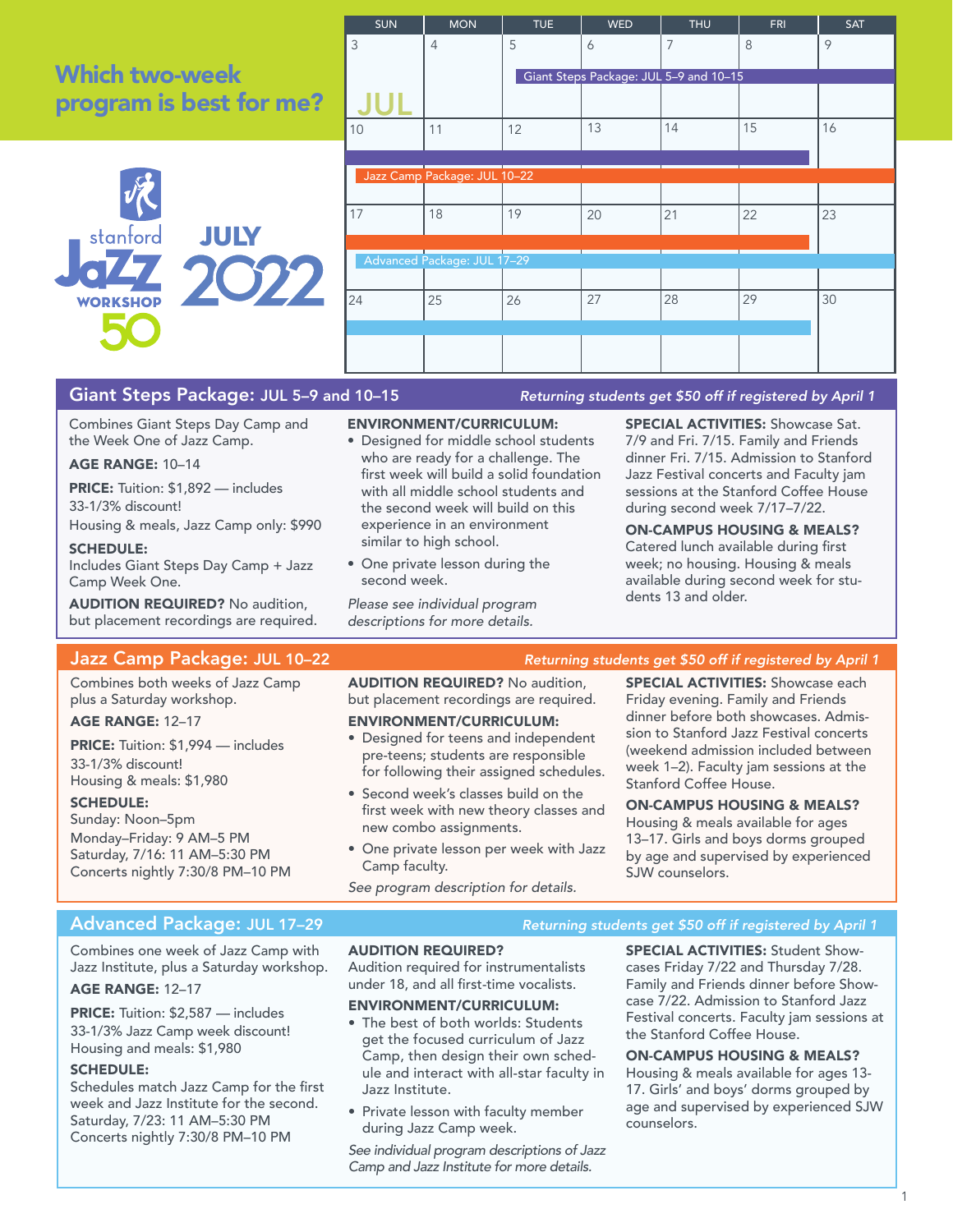# Which two-week program is best for me?

stanford Jazz WORKSHOP 50

JULY 2022

| SUN | MON | TUE | WED | THU | FRI | SAT |
|---|---|---|---|---|---|---|
| 3 JUL | 4 | 5 | 6 | 7 | 8 | 9 |
| 10 | 11 | 12 | 13 | 14 | 15 | 16 |
| 17 | 18 | 19 | 20 | 21 | 22 | 23 |
| 24 | 25 | 26 | 27 | 28 | 29 | 30 |

Giant Steps Package: JUL 5–9 and 10–15

Jazz Camp Package: JUL 10–22

Advanced Package: JUL 17–29

## Giant Steps Package: JUL 5–9 and 10–15

*Returning students get $50 off if registered by April 1*

Combines Giant Steps Day Camp and the Week One of Jazz Camp.

**AGE RANGE:** 10–14

**PRICE:** Tuition: $1,892 — includes 33-1/3% discount!
Housing & meals, Jazz Camp only: $990

**SCHEDULE:**
Includes Giant Steps Day Camp + Jazz Camp Week One.

**AUDITION REQUIRED?** No audition, but placement recordings are required.

**ENVIRONMENT/CURRICULUM:**
- Designed for middle school students who are ready for a challenge. The first week will build a solid foundation with all middle school students and the second week will build on this experience in an environment similar to high school.
- One private lesson during the second week.

*Please see individual program descriptions for more details.*

**SPECIAL ACTIVITIES:** Showcase Sat. 7/9 and Fri. 7/15. Family and Friends dinner Fri. 7/15. Admission to Stanford Jazz Festival concerts and Faculty jam sessions at the Stanford Coffee House during second week 7/17–7/22.

**ON-CAMPUS HOUSING & MEALS?**
Catered lunch available during first week; no housing. Housing & meals available during second week for students 13 and older.

## Jazz Camp Package: JUL 10–22

*Returning students get $50 off if registered by April 1*

Combines both weeks of Jazz Camp plus a Saturday workshop.

**AGE RANGE:** 12–17

**PRICE:** Tuition: $1,994 — includes 33-1/3% discount!
Housing & meals: $1,980

**SCHEDULE:**
Sunday: Noon–5pm
Monday–Friday: 9 AM–5 PM
Saturday, 7/16: 11 AM–5:30 PM
Concerts nightly 7:30/8 PM–10 PM

**AUDITION REQUIRED?** No audition, but placement recordings are required.

**ENVIRONMENT/CURRICULUM:**
- Designed for teens and independent pre-teens; students are responsible for following their assigned schedules.
- Second week's classes build on the first week with new theory classes and new combo assignments.
- One private lesson per week with Jazz Camp faculty.

*See program description for details.*

**SPECIAL ACTIVITIES:** Showcase each Friday evening. Family and Friends dinner before both showcases. Admission to Stanford Jazz Festival concerts (weekend admission included between week 1–2). Faculty jam sessions at the Stanford Coffee House.

**ON-CAMPUS HOUSING & MEALS?**
Housing & meals available for ages 13–17. Girls and boys dorms grouped by age and supervised by experienced SJW counselors.

## Advanced Package: JUL 17–29

*Returning students get $50 off if registered by April 1*

Combines one week of Jazz Camp with Jazz Institute, plus a Saturday workshop.

**AGE RANGE:** 12–17

**PRICE:** Tuition: $2,587 — includes 33-1/3% Jazz Camp week discount!
Housing and meals: $1,980

**SCHEDULE:**
Schedules match Jazz Camp for the first week and Jazz Institute for the second.
Saturday, 7/23: 11 AM–5:30 PM
Concerts nightly 7:30/8 PM–10 PM

**AUDITION REQUIRED?**
Audition required for instrumentalists under 18, and all first-time vocalists.

**ENVIRONMENT/CURRICULUM:**
- The best of both worlds: Students get the focused curriculum of Jazz Camp, then design their own schedule and interact with all-star faculty in Jazz Institute.
- Private lesson with faculty member during Jazz Camp week.

*See individual program descriptions of Jazz Camp and Jazz Institute for more details.*

**SPECIAL ACTIVITIES:** Student Showcases Friday 7/22 and Thursday 7/28. Family and Friends dinner before Showcase 7/22. Admission to Stanford Jazz Festival concerts. Faculty jam sessions at the Stanford Coffee House.

**ON-CAMPUS HOUSING & MEALS?**
Housing & meals available for ages 13-17. Girls' and boys' dorms grouped by age and supervised by experienced SJW counselors.